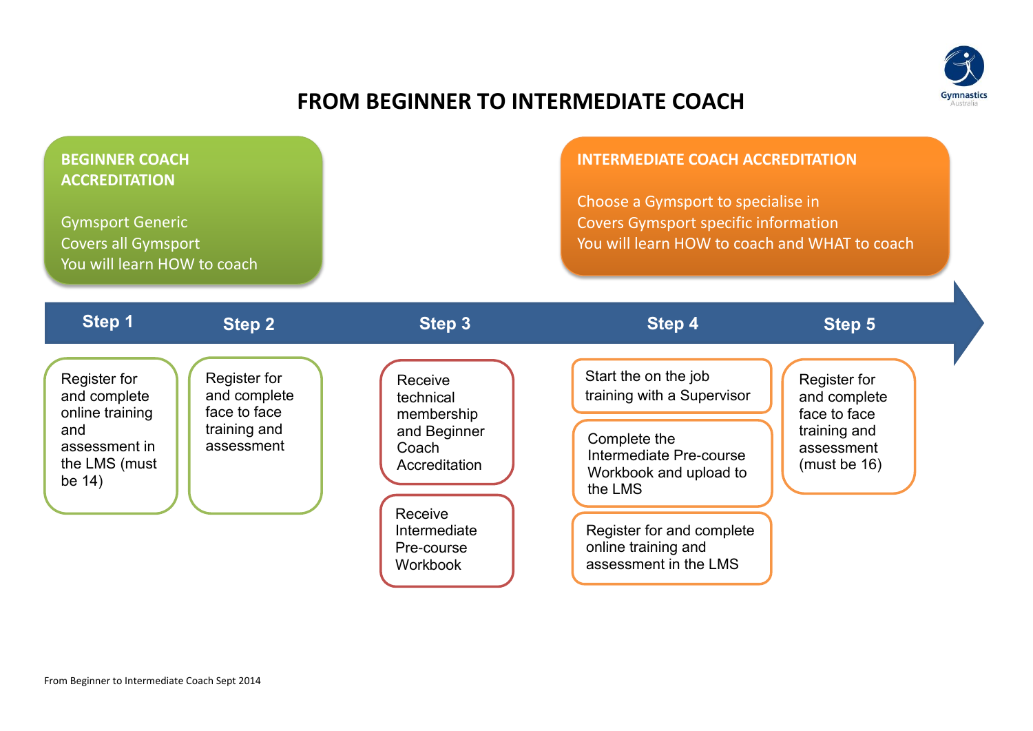# FROM BEGINNER TO INTERMEDIATE COACH

## BEGINNER COACH ACCREDITATION

Gymsport Generic
Covers all Gymsport
You will learn HOW to coach

## INTERMEDIATE COACH ACCREDITATION

Choose a Gymsport to specialise in
Covers Gymsport specific information
You will learn HOW to coach and WHAT to coach

### Step 1

- Register for and complete online training and assessment in the LMS (must be 14)

### Step 2

- Register for and complete face to face training and assessment

### Step 3

- Receive technical membership and Beginner Coach Accreditation
- Receive Intermediate Pre-course Workbook

### Step 4

- Start the on the job training with a Supervisor
- Complete the Intermediate Pre-course Workbook and upload to the LMS
- Register for and complete online training and assessment in the LMS

### Step 5

- Register for and complete face to face training and assessment (must be 16)

From Beginner to Intermediate Coach Sept 2014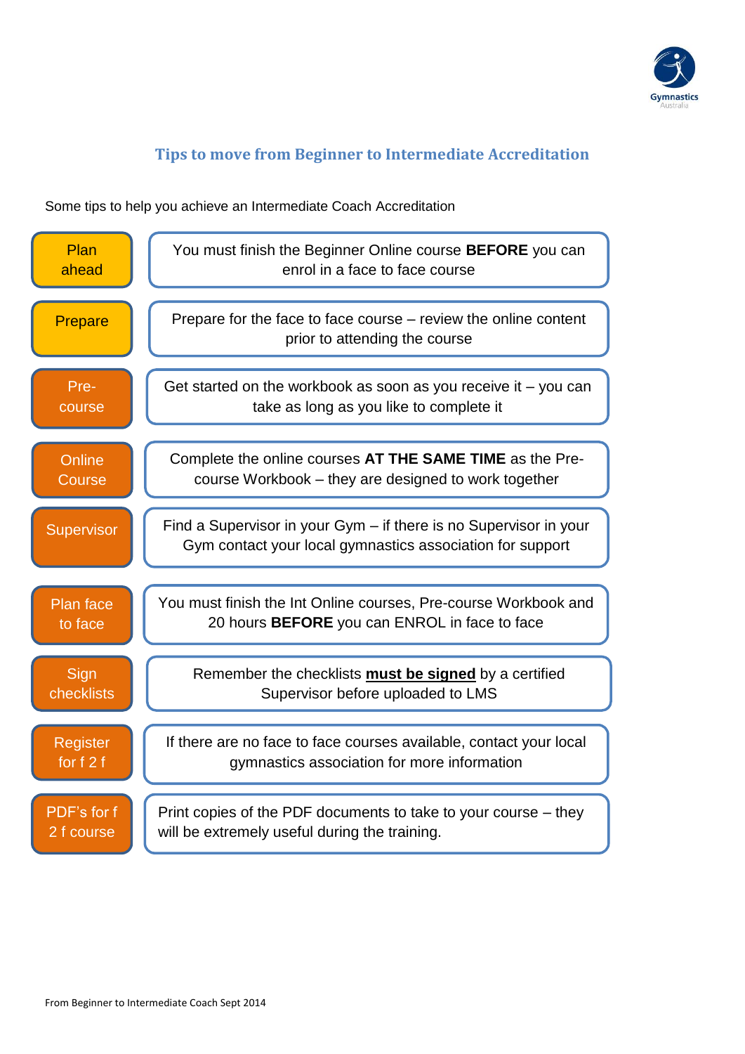## Tips to move from Beginner to Intermediate Accreditation

Some tips to help you achieve an Intermediate Coach Accreditation

| | |
|---|---|
| Plan ahead | You must finish the Beginner Online course **BEFORE** you can enrol in a face to face course |
| Prepare | Prepare for the face to face course – review the online content prior to attending the course |
| Pre-course | Get started on the workbook as soon as you receive it – you can take as long as you like to complete it |
| Online Course | Complete the online courses **AT THE SAME TIME** as the Pre-course Workbook – they are designed to work together |
| Supervisor | Find a Supervisor in your Gym – if there is no Supervisor in your Gym contact your local gymnastics association for support |
| Plan face to face | You must finish the Int Online courses, Pre-course Workbook and 20 hours **BEFORE** you can ENROL in face to face |
| Sign checklists | Remember the checklists **<u>must be signed</u>** by a certified Supervisor before uploaded to LMS |
| Register for f 2 f | If there are no face to face courses available, contact your local gymnastics association for more information |
| PDF's for f 2 f course | Print copies of the PDF documents to take to your course – they will be extremely useful during the training. |

From Beginner to Intermediate Coach Sept 2014